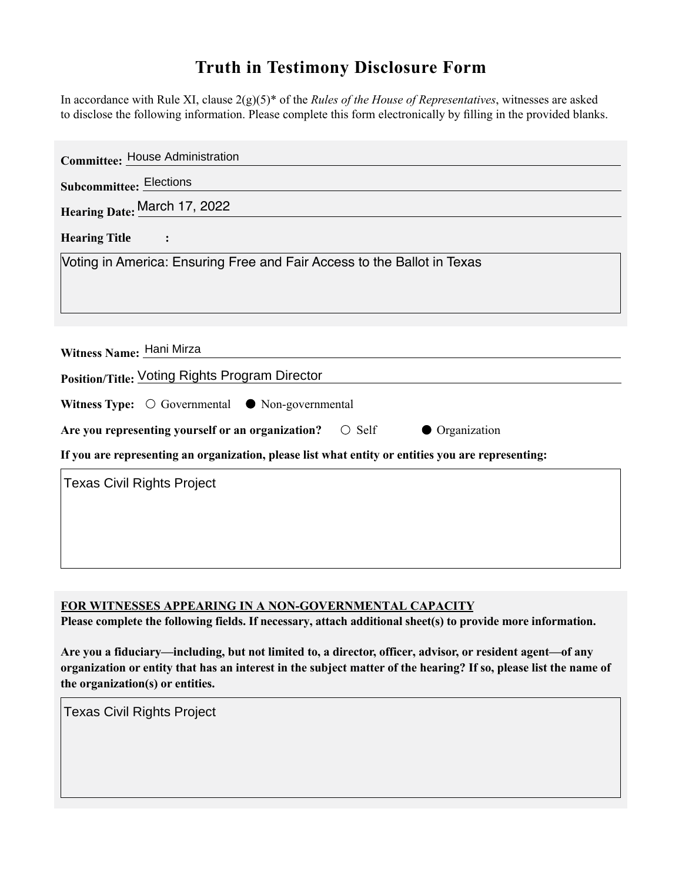# Truth in Testimony Disclosure Form

In accordance with Rule XI, clause 2(g)(5)* of the *Rules of the House of Representatives*, witnesses are asked to disclose the following information. Please complete this form electronically by filling in the provided blanks.

**Committee:** House Administration

**Subcommittee:** Elections

**Hearing Date:** March 17, 2022

**Hearing Title:**

Voting in America: Ensuring Free and Fair Access to the Ballot in Texas

**Witness Name:** Hani Mirza

**Position/Title:** Voting Rights Program Director

**Witness Type:** ○ Governmental ● Non-governmental

**Are you representing yourself or an organization?** ○ Self ● Organization

**If you are representing an organization, please list what entity or entities you are representing:**

Texas Civil Rights Project

**<u>FOR WITNESSES APPEARING IN A NON-GOVERNMENTAL CAPACITY</u>**

**Please complete the following fields. If necessary, attach additional sheet(s) to provide more information.**

**Are you a fiduciary—including, but not limited to, a director, officer, advisor, or resident agent—of any organization or entity that has an interest in the subject matter of the hearing? If so, please list the name of the organization(s) or entities.**

Texas Civil Rights Project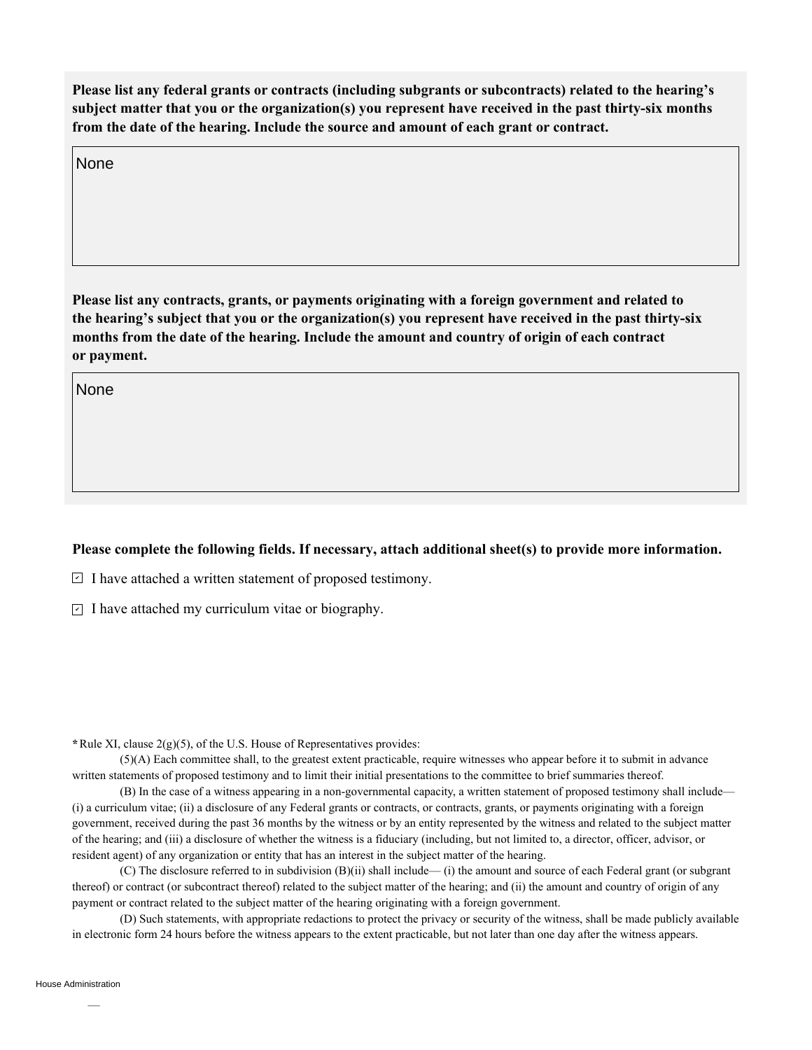**Please list any federal grants or contracts (including subgrants or subcontracts) related to the hearing's subject matter that you or the organization(s) you represent have received in the past thirty-six months from the date of the hearing. Include the source and amount of each grant or contract.**

None

**Please list any contracts, grants, or payments originating with a foreign government and related to the hearing's subject that you or the organization(s) you represent have received in the past thirty-six months from the date of the hearing. Include the amount and country of origin of each contract or payment.**

None

**Please complete the following fields. If necessary, attach additional sheet(s) to provide more information.**

- [x] I have attached a written statement of proposed testimony.
- [x] I have attached my curriculum vitae or biography.

*Rule XI, clause 2(g)(5), of the U.S. House of Representatives provides:

(5)(A) Each committee shall, to the greatest extent practicable, require witnesses who appear before it to submit in advance written statements of proposed testimony and to limit their initial presentations to the committee to brief summaries thereof.

(B) In the case of a witness appearing in a non-governmental capacity, a written statement of proposed testimony shall include— (i) a curriculum vitae; (ii) a disclosure of any Federal grants or contracts, or contracts, grants, or payments originating with a foreign government, received during the past 36 months by the witness or by an entity represented by the witness and related to the subject matter of the hearing; and (iii) a disclosure of whether the witness is a fiduciary (including, but not limited to, a director, officer, advisor, or resident agent) of any organization or entity that has an interest in the subject matter of the hearing.

(C) The disclosure referred to in subdivision (B)(ii) shall include— (i) the amount and source of each Federal grant (or subgrant thereof) or contract (or subcontract thereof) related to the subject matter of the hearing; and (ii) the amount and country of origin of any payment or contract related to the subject matter of the hearing originating with a foreign government.

(D) Such statements, with appropriate redactions to protect the privacy or security of the witness, shall be made publicly available in electronic form 24 hours before the witness appears to the extent practicable, but not later than one day after the witness appears.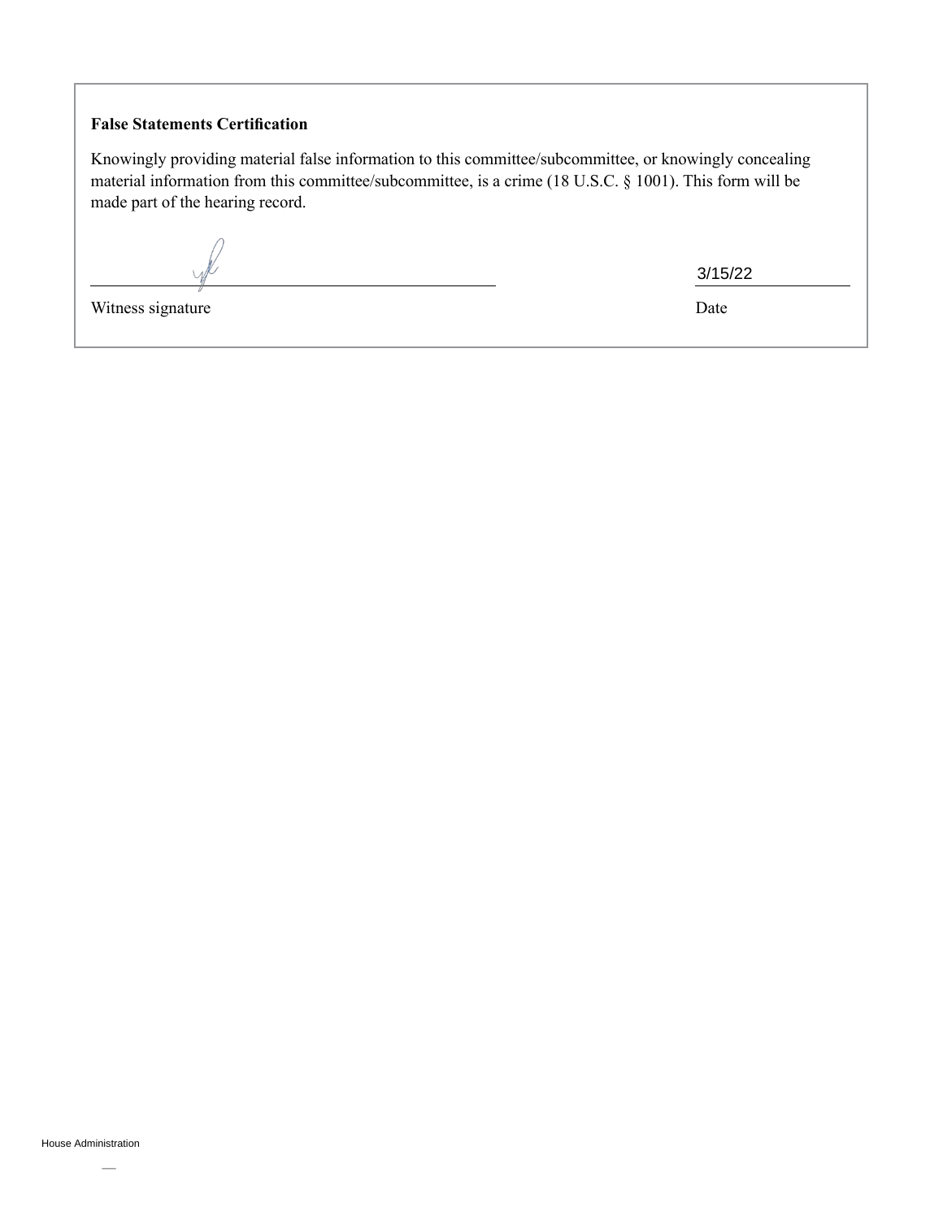**False Statements Certification**

Knowingly providing material false information to this committee/subcommittee, or knowingly concealing material information from this committee/subcommittee, is a crime (18 U.S.C. § 1001). This form will be made part of the hearing record.

Witness signature

Date: 3/15/22

House Administration